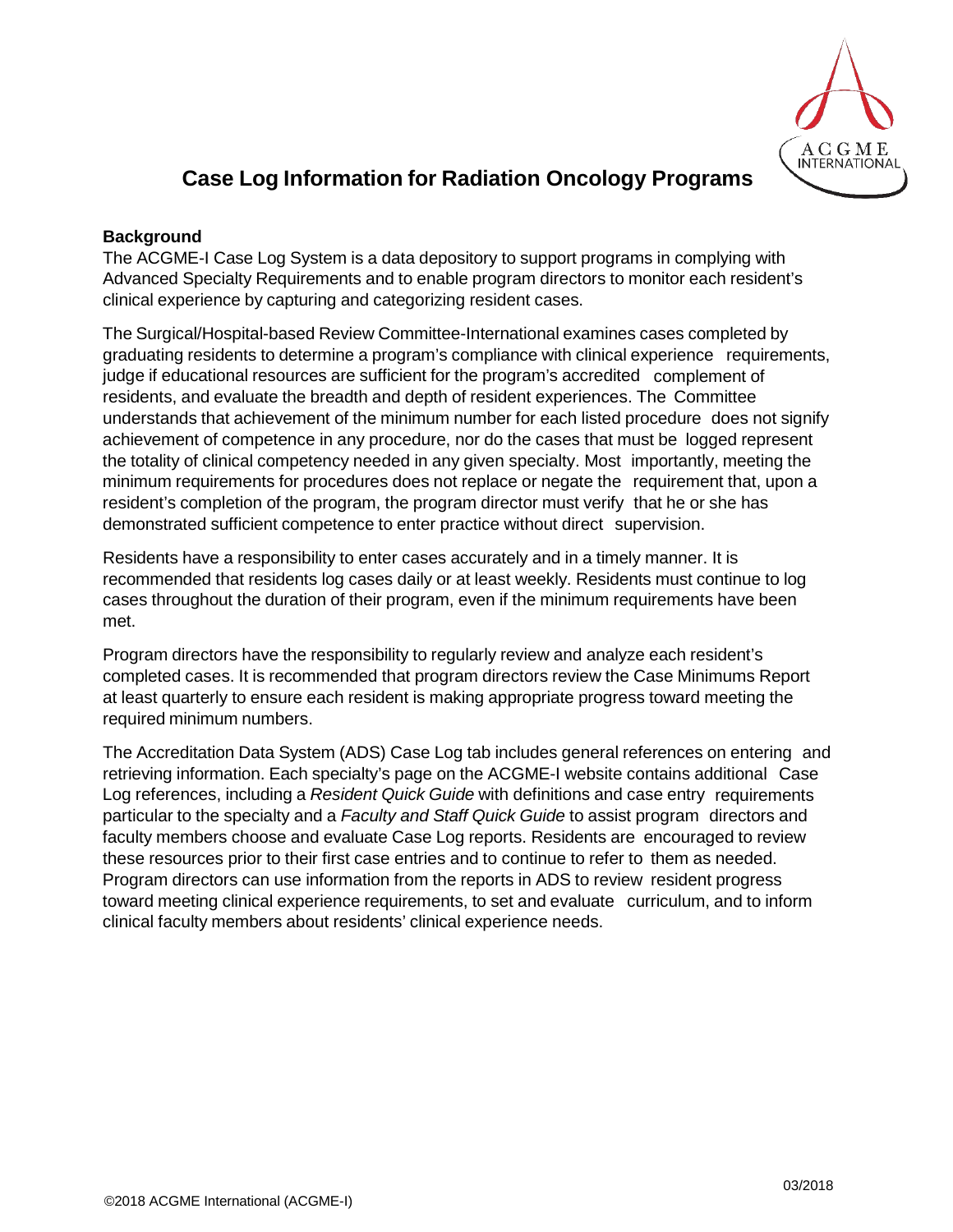# Case Log Information for Radiation Oncology Programs

**Background**

The ACGME-I Case Log System is a data depository to support programs in complying with Advanced Specialty Requirements and to enable program directors to monitor each resident's clinical experience by capturing and categorizing resident cases.

The Surgical/Hospital-based Review Committee-International examines cases completed by graduating residents to determine a program's compliance with clinical experience requirements, judge if educational resources are sufficient for the program's accredited complement of residents, and evaluate the breadth and depth of resident experiences. The Committee understands that achievement of the minimum number for each listed procedure does not signify achievement of competence in any procedure, nor do the cases that must be logged represent the totality of clinical competency needed in any given specialty. Most importantly, meeting the minimum requirements for procedures does not replace or negate the requirement that, upon a resident's completion of the program, the program director must verify that he or she has demonstrated sufficient competence to enter practice without direct supervision.

Residents have a responsibility to enter cases accurately and in a timely manner. It is recommended that residents log cases daily or at least weekly. Residents must continue to log cases throughout the duration of their program, even if the minimum requirements have been met.

Program directors have the responsibility to regularly review and analyze each resident's completed cases. It is recommended that program directors review the Case Minimums Report at least quarterly to ensure each resident is making appropriate progress toward meeting the required minimum numbers.

The Accreditation Data System (ADS) Case Log tab includes general references on entering and retrieving information. Each specialty's page on the ACGME-I website contains additional Case Log references, including a *Resident Quick Guide* with definitions and case entry requirements particular to the specialty and a *Faculty and Staff Quick Guide* to assist program directors and faculty members choose and evaluate Case Log reports. Residents are encouraged to review these resources prior to their first case entries and to continue to refer to them as needed. Program directors can use information from the reports in ADS to review resident progress toward meeting clinical experience requirements, to set and evaluate curriculum, and to inform clinical faculty members about residents' clinical experience needs.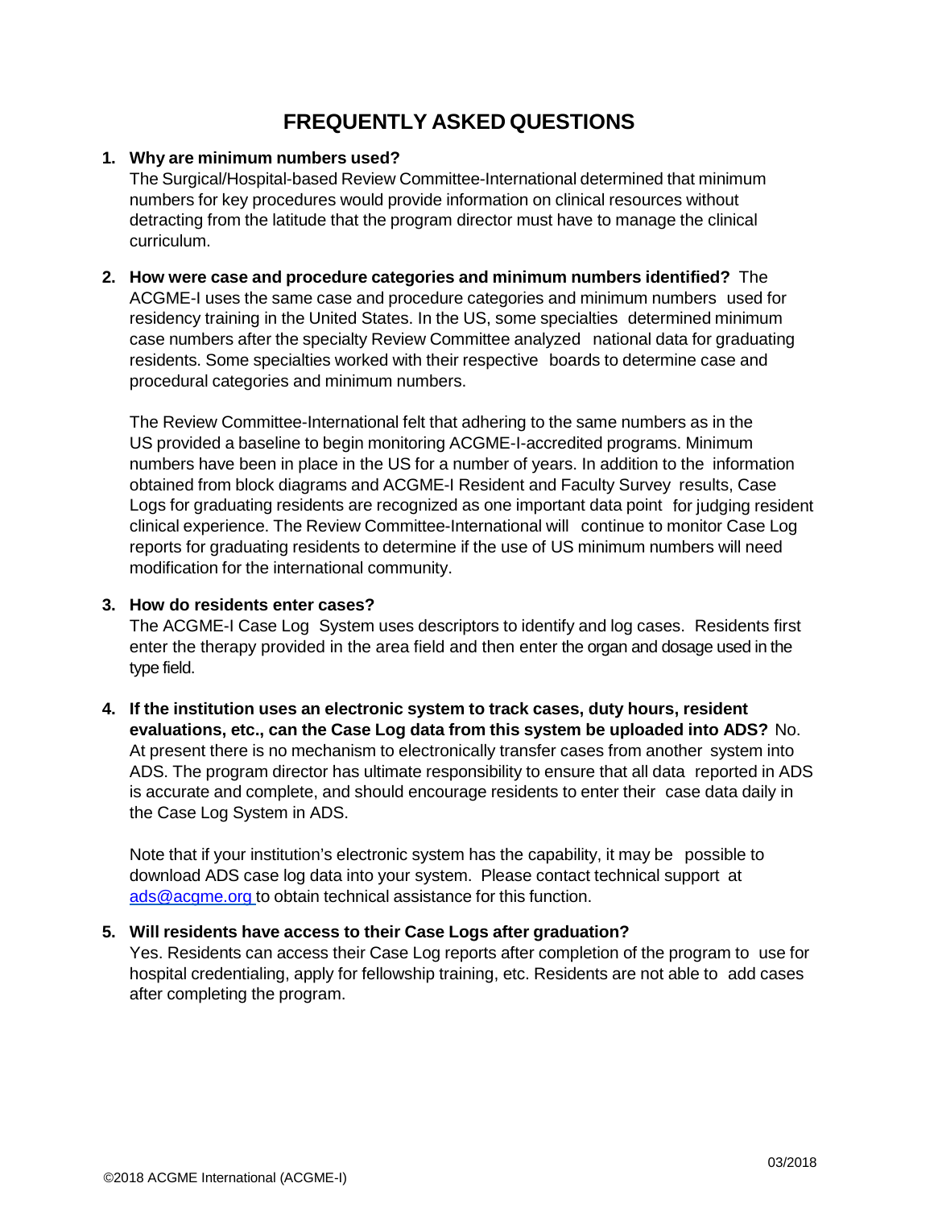# FREQUENTLY ASKED QUESTIONS

1. **Why are minimum numbers used?**
   The Surgical/Hospital-based Review Committee-International determined that minimum numbers for key procedures would provide information on clinical resources without detracting from the latitude that the program director must have to manage the clinical curriculum.

2. **How were case and procedure categories and minimum numbers identified?** The ACGME-I uses the same case and procedure categories and minimum numbers used for residency training in the United States. In the US, some specialties determined minimum case numbers after the specialty Review Committee analyzed national data for graduating residents. Some specialties worked with their respective boards to determine case and procedural categories and minimum numbers.

   The Review Committee-International felt that adhering to the same numbers as in the US provided a baseline to begin monitoring ACGME-I-accredited programs. Minimum numbers have been in place in the US for a number of years. In addition to the information obtained from block diagrams and ACGME-I Resident and Faculty Survey results, Case Logs for graduating residents are recognized as one important data point for judging resident clinical experience. The Review Committee-International will continue to monitor Case Log reports for graduating residents to determine if the use of US minimum numbers will need modification for the international community.

3. **How do residents enter cases?**
   The ACGME-I Case Log System uses descriptors to identify and log cases. Residents first enter the therapy provided in the area field and then enter the organ and dosage used in the type field.

4. **If the institution uses an electronic system to track cases, duty hours, resident evaluations, etc., can the Case Log data from this system be uploaded into ADS?** No. At present there is no mechanism to electronically transfer cases from another system into ADS. The program director has ultimate responsibility to ensure that all data reported in ADS is accurate and complete, and should encourage residents to enter their case data daily in the Case Log System in ADS.

   Note that if your institution's electronic system has the capability, it may be possible to download ADS case log data into your system. Please contact technical support at [ads@acgme.org](mailto:ads@acgme.org) to obtain technical assistance for this function.

5. **Will residents have access to their Case Logs after graduation?**
   Yes. Residents can access their Case Log reports after completion of the program to use for hospital credentialing, apply for fellowship training, etc. Residents are not able to add cases after completing the program.

03/2018

©2018 ACGME International (ACGME-I)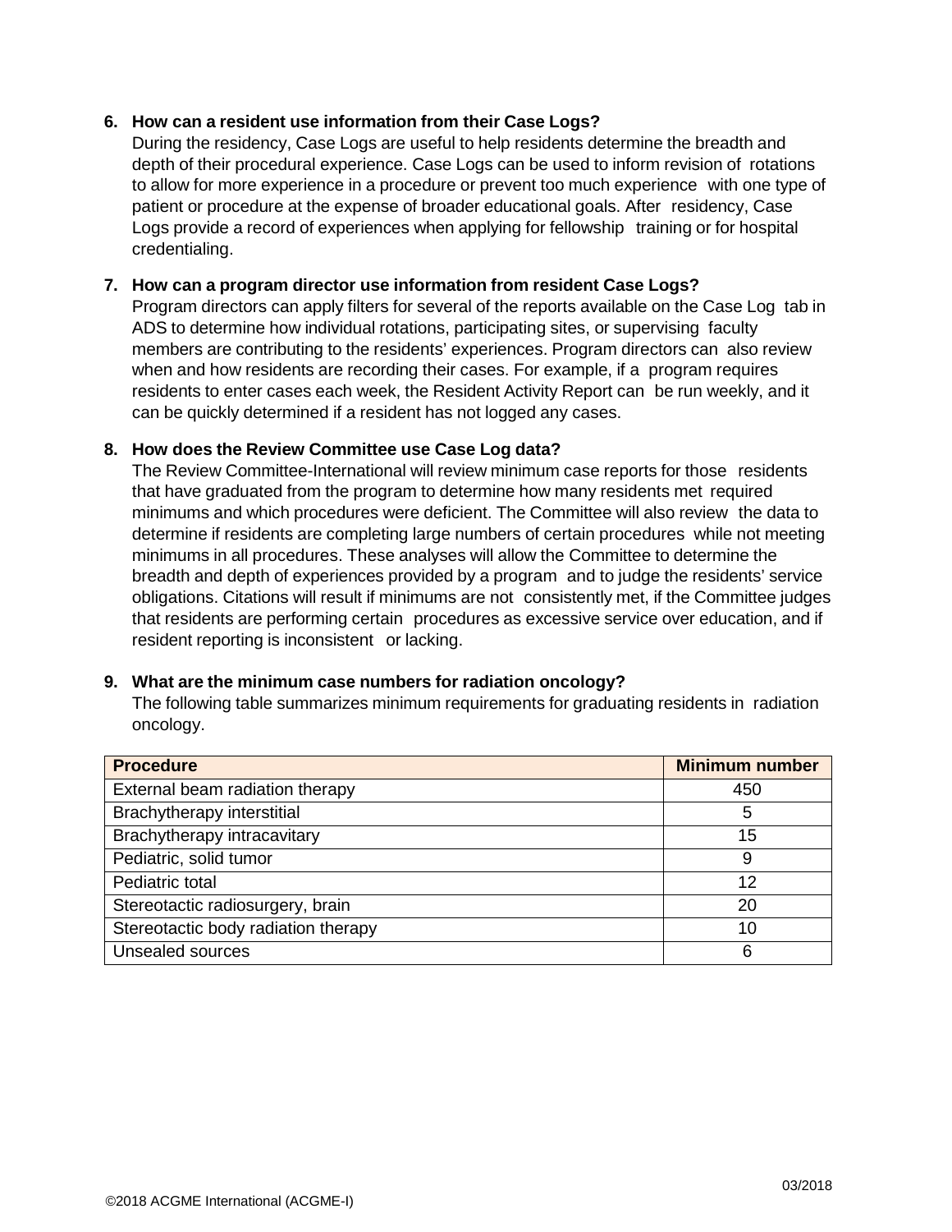**6. How can a resident use information from their Case Logs?**

During the residency, Case Logs are useful to help residents determine the breadth and depth of their procedural experience. Case Logs can be used to inform revision of rotations to allow for more experience in a procedure or prevent too much experience with one type of patient or procedure at the expense of broader educational goals. After residency, Case Logs provide a record of experiences when applying for fellowship training or for hospital credentialing.

**7. How can a program director use information from resident Case Logs?**

Program directors can apply filters for several of the reports available on the Case Log tab in ADS to determine how individual rotations, participating sites, or supervising faculty members are contributing to the residents' experiences. Program directors can also review when and how residents are recording their cases. For example, if a program requires residents to enter cases each week, the Resident Activity Report can be run weekly, and it can be quickly determined if a resident has not logged any cases.

**8. How does the Review Committee use Case Log data?**

The Review Committee-International will review minimum case reports for those residents that have graduated from the program to determine how many residents met required minimums and which procedures were deficient. The Committee will also review the data to determine if residents are completing large numbers of certain procedures while not meeting minimums in all procedures. These analyses will allow the Committee to determine the breadth and depth of experiences provided by a program and to judge the residents' service obligations. Citations will result if minimums are not consistently met, if the Committee judges that residents are performing certain procedures as excessive service over education, and if resident reporting is inconsistent or lacking.

**9. What are the minimum case numbers for radiation oncology?**

The following table summarizes minimum requirements for graduating residents in radiation oncology.

| Procedure | Minimum number |
|---|---|
| External beam radiation therapy | 450 |
| Brachytherapy interstitial | 5 |
| Brachytherapy intracavitary | 15 |
| Pediatric, solid tumor | 9 |
| Pediatric total | 12 |
| Stereotactic radiosurgery, brain | 20 |
| Stereotactic body radiation therapy | 10 |
| Unsealed sources | 6 |

03/2018

©2018 ACGME International (ACGME-I)